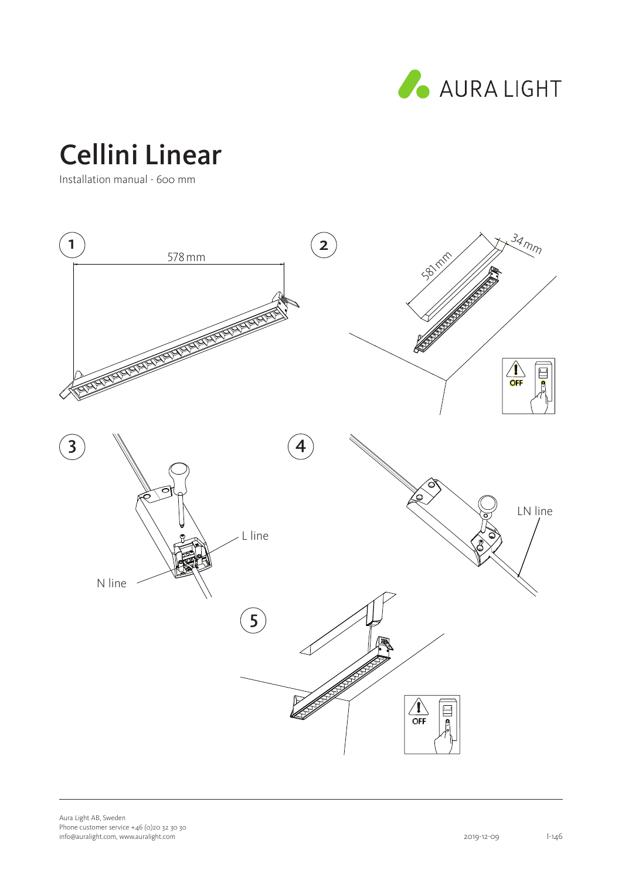AURA LIGHT

# Cellini Linear

Installation manual - 600 mm

1

578 mm

2

581 mm

34 mm

OFF

3

L line

N line

4

LN line

5

OFF

Aura Light AB, Sweden
Phone customer service +46 (0)20 32 30 30
info@auralight.com, www.auralight.com

2019-12-09

I-146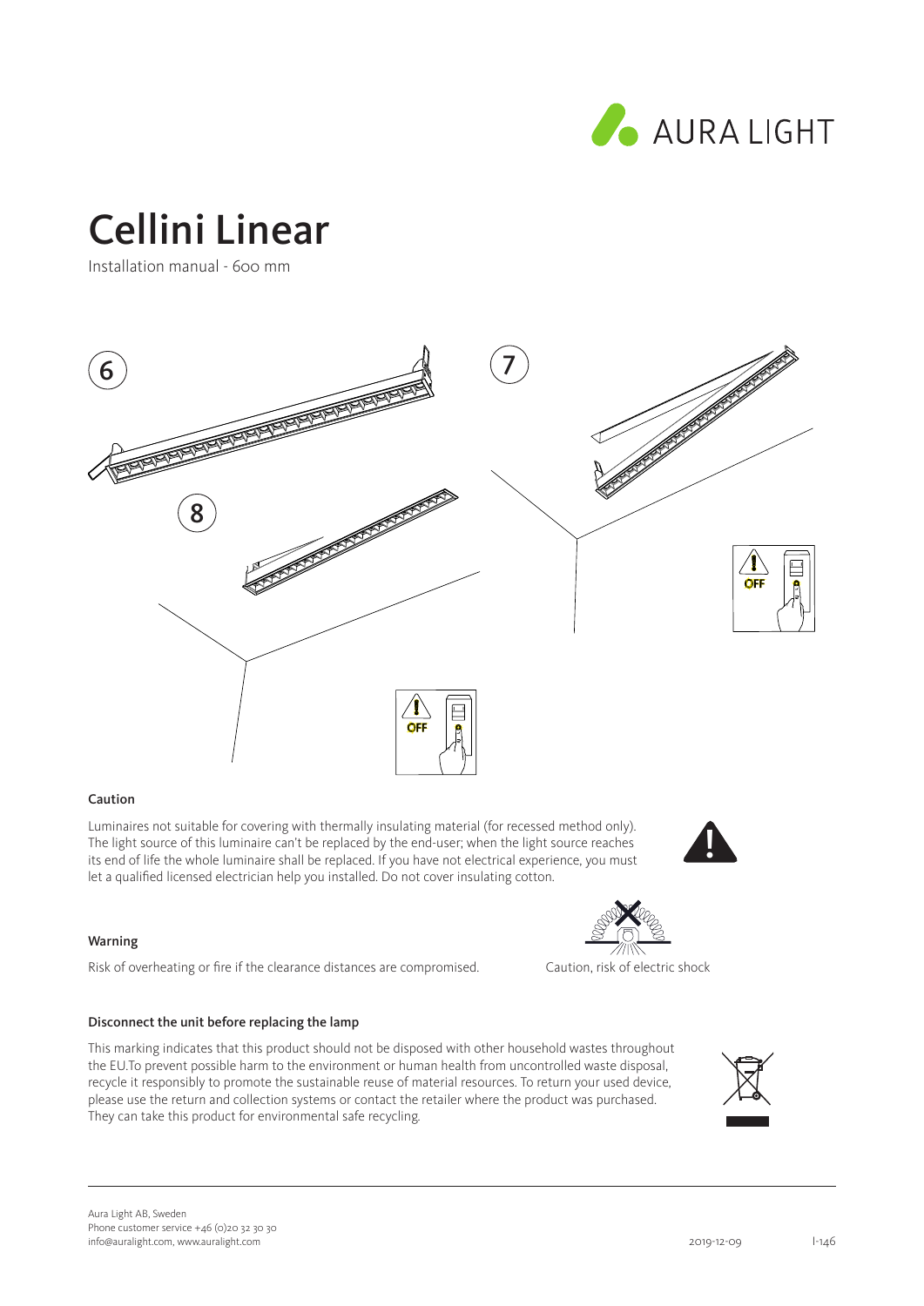AURA LIGHT

# Cellini Linear

Installation manual - 600 mm

6

7

8

OFF

OFF

### Caution

Luminaires not suitable for covering with thermally insulating material (for recessed method only). The light source of this luminaire can't be replaced by the end-user; when the light source reaches its end of life the whole luminaire shall be replaced. If you have not electrical experience, you must let a qualified licensed electrician help you installed. Do not cover insulating cotton.

### Warning

Risk of overheating or fire if the clearance distances are compromised.

Caution, risk of electric shock

### Disconnect the unit before replacing the lamp

This marking indicates that this product should not be disposed with other household wastes throughout the EU.To prevent possible harm to the environment or human health from uncontrolled waste disposal, recycle it responsibly to promote the sustainable reuse of material resources. To return your used device, please use the return and collection systems or contact the retailer where the product was purchased. They can take this product for environmental safe recycling.

Aura Light AB, Sweden
Phone customer service +46 (0)20 32 30 30
info@auralight.com, www.auralight.com

2019-12-09

I-146